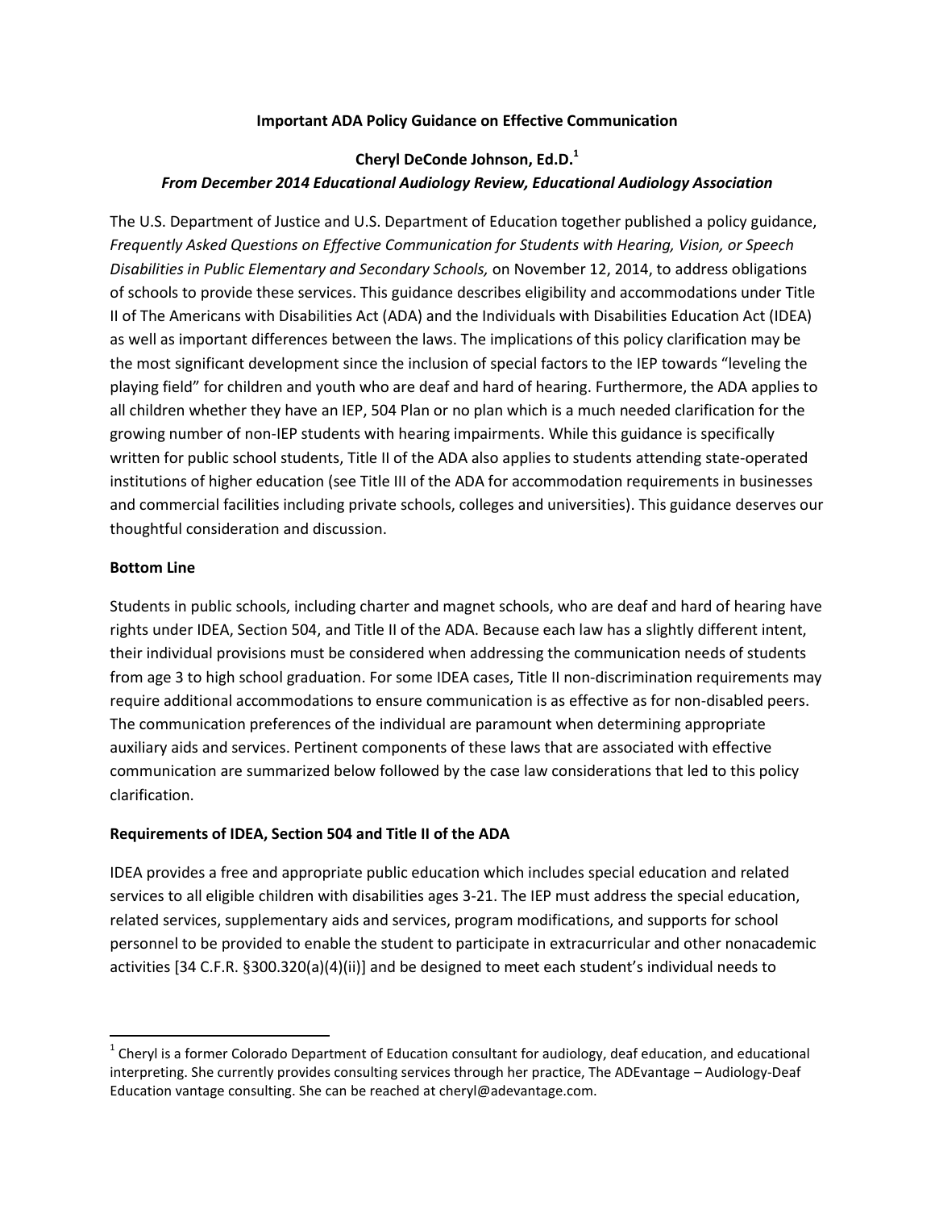# Important ADA Policy Guidance on Effective Communication

**Cheryl DeConde Johnson, Ed.D.[1]**

***From December 2014 Educational Audiology Review, Educational Audiology Association***

The U.S. Department of Justice and U.S. Department of Education together published a policy guidance, *Frequently Asked Questions on Effective Communication for Students with Hearing, Vision, or Speech Disabilities in Public Elementary and Secondary Schools,* on November 12, 2014, to address obligations of schools to provide these services. This guidance describes eligibility and accommodations under Title II of The Americans with Disabilities Act (ADA) and the Individuals with Disabilities Education Act (IDEA) as well as important differences between the laws. The implications of this policy clarification may be the most significant development since the inclusion of special factors to the IEP towards "leveling the playing field" for children and youth who are deaf and hard of hearing. Furthermore, the ADA applies to all children whether they have an IEP, 504 Plan or no plan which is a much needed clarification for the growing number of non-IEP students with hearing impairments. While this guidance is specifically written for public school students, Title II of the ADA also applies to students attending state-operated institutions of higher education (see Title III of the ADA for accommodation requirements in businesses and commercial facilities including private schools, colleges and universities). This guidance deserves our thoughtful consideration and discussion.

## Bottom Line

Students in public schools, including charter and magnet schools, who are deaf and hard of hearing have rights under IDEA, Section 504, and Title II of the ADA. Because each law has a slightly different intent, their individual provisions must be considered when addressing the communication needs of students from age 3 to high school graduation. For some IDEA cases, Title II non-discrimination requirements may require additional accommodations to ensure communication is as effective as for non-disabled peers. The communication preferences of the individual are paramount when determining appropriate auxiliary aids and services. Pertinent components of these laws that are associated with effective communication are summarized below followed by the case law considerations that led to this policy clarification.

## Requirements of IDEA, Section 504 and Title II of the ADA

IDEA provides a free and appropriate public education which includes special education and related services to all eligible children with disabilities ages 3-21. The IEP must address the special education, related services, supplementary aids and services, program modifications, and supports for school personnel to be provided to enable the student to participate in extracurricular and other nonacademic activities [34 C.F.R. §300.320(a)(4)(ii)] and be designed to meet each student's individual needs to

---

[1] Cheryl is a former Colorado Department of Education consultant for audiology, deaf education, and educational interpreting. She currently provides consulting services through her practice, The ADEvantage – Audiology-Deaf Education vantage consulting. She can be reached at cheryl@adevantage.com.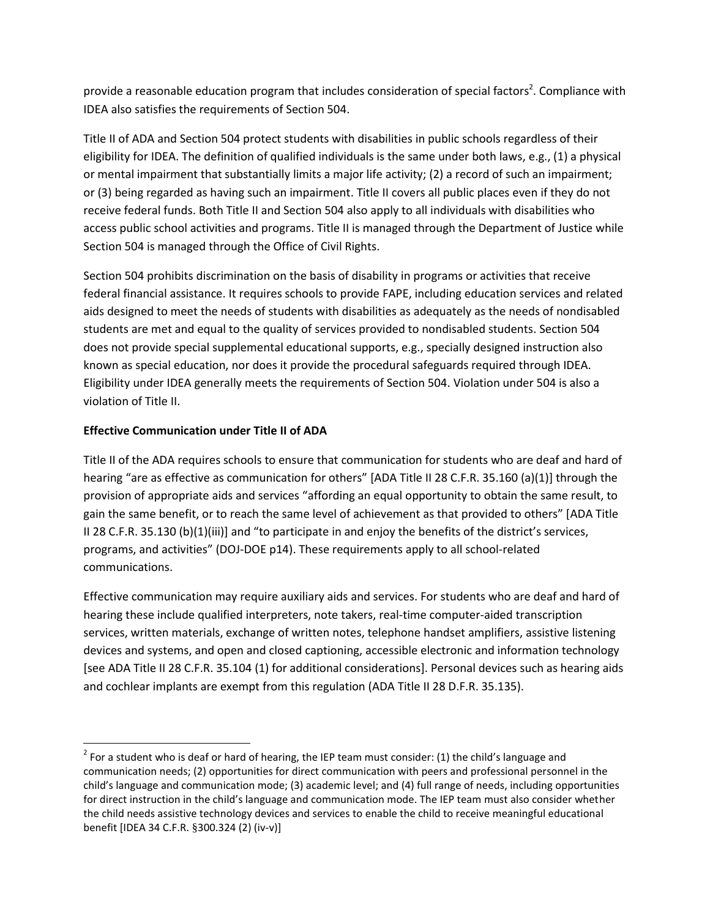provide a reasonable education program that includes consideration of special factors[2]. Compliance with IDEA also satisfies the requirements of Section 504.

Title II of ADA and Section 504 protect students with disabilities in public schools regardless of their eligibility for IDEA. The definition of qualified individuals is the same under both laws, e.g., (1) a physical or mental impairment that substantially limits a major life activity; (2) a record of such an impairment; or (3) being regarded as having such an impairment. Title II covers all public places even if they do not receive federal funds. Both Title II and Section 504 also apply to all individuals with disabilities who access public school activities and programs. Title II is managed through the Department of Justice while Section 504 is managed through the Office of Civil Rights.

Section 504 prohibits discrimination on the basis of disability in programs or activities that receive federal financial assistance. It requires schools to provide FAPE, including education services and related aids designed to meet the needs of students with disabilities as adequately as the needs of nondisabled students are met and equal to the quality of services provided to nondisabled students. Section 504 does not provide special supplemental educational supports, e.g., specially designed instruction also known as special education, nor does it provide the procedural safeguards required through IDEA. Eligibility under IDEA generally meets the requirements of Section 504. Violation under 504 is also a violation of Title II.

**Effective Communication under Title II of ADA**

Title II of the ADA requires schools to ensure that communication for students who are deaf and hard of hearing "are as effective as communication for others" [ADA Title II 28 C.F.R. 35.160 (a)(1)] through the provision of appropriate aids and services "affording an equal opportunity to obtain the same result, to gain the same benefit, or to reach the same level of achievement as that provided to others" [ADA Title II 28 C.F.R. 35.130 (b)(1)(iii)] and "to participate in and enjoy the benefits of the district's services, programs, and activities" (DOJ-DOE p14). These requirements apply to all school-related communications.

Effective communication may require auxiliary aids and services. For students who are deaf and hard of hearing these include qualified interpreters, note takers, real-time computer-aided transcription services, written materials, exchange of written notes, telephone handset amplifiers, assistive listening devices and systems, and open and closed captioning, accessible electronic and information technology [see ADA Title II 28 C.F.R. 35.104 (1) for additional considerations]. Personal devices such as hearing aids and cochlear implants are exempt from this regulation (ADA Title II 28 D.F.R. 35.135).

---

[2] For a student who is deaf or hard of hearing, the IEP team must consider: (1) the child's language and communication needs; (2) opportunities for direct communication with peers and professional personnel in the child's language and communication mode; (3) academic level; and (4) full range of needs, including opportunities for direct instruction in the child's language and communication mode. The IEP team must also consider whether the child needs assistive technology devices and services to enable the child to receive meaningful educational benefit [IDEA 34 C.F.R. §300.324 (2) (iv-v)]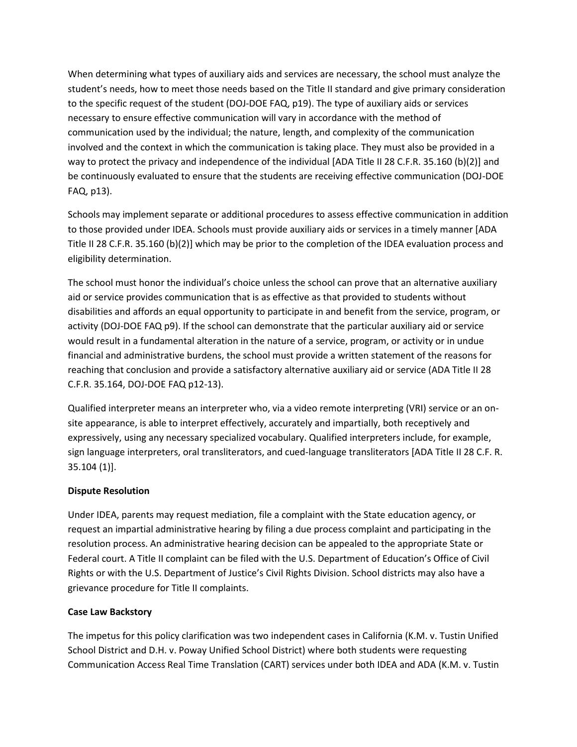When determining what types of auxiliary aids and services are necessary, the school must analyze the student's needs, how to meet those needs based on the Title II standard and give primary consideration to the specific request of the student (DOJ-DOE FAQ, p19). The type of auxiliary aids or services necessary to ensure effective communication will vary in accordance with the method of communication used by the individual; the nature, length, and complexity of the communication involved and the context in which the communication is taking place. They must also be provided in a way to protect the privacy and independence of the individual [ADA Title II 28 C.F.R. 35.160 (b)(2)] and be continuously evaluated to ensure that the students are receiving effective communication (DOJ-DOE FAQ, p13).

Schools may implement separate or additional procedures to assess effective communication in addition to those provided under IDEA. Schools must provide auxiliary aids or services in a timely manner [ADA Title II 28 C.F.R. 35.160 (b)(2)] which may be prior to the completion of the IDEA evaluation process and eligibility determination.

The school must honor the individual's choice unless the school can prove that an alternative auxiliary aid or service provides communication that is as effective as that provided to students without disabilities and affords an equal opportunity to participate in and benefit from the service, program, or activity (DOJ-DOE FAQ p9). If the school can demonstrate that the particular auxiliary aid or service would result in a fundamental alteration in the nature of a service, program, or activity or in undue financial and administrative burdens, the school must provide a written statement of the reasons for reaching that conclusion and provide a satisfactory alternative auxiliary aid or service (ADA Title II 28 C.F.R. 35.164, DOJ-DOE FAQ p12-13).

Qualified interpreter means an interpreter who, via a video remote interpreting (VRI) service or an on-site appearance, is able to interpret effectively, accurately and impartially, both receptively and expressively, using any necessary specialized vocabulary. Qualified interpreters include, for example, sign language interpreters, oral transliterators, and cued-language transliterators [ADA Title II 28 C.F. R. 35.104 (1)].

**Dispute Resolution**

Under IDEA, parents may request mediation, file a complaint with the State education agency, or request an impartial administrative hearing by filing a due process complaint and participating in the resolution process. An administrative hearing decision can be appealed to the appropriate State or Federal court. A Title II complaint can be filed with the U.S. Department of Education's Office of Civil Rights or with the U.S. Department of Justice's Civil Rights Division. School districts may also have a grievance procedure for Title II complaints.

**Case Law Backstory**

The impetus for this policy clarification was two independent cases in California (K.M. v. Tustin Unified School District and D.H. v. Poway Unified School District) where both students were requesting Communication Access Real Time Translation (CART) services under both IDEA and ADA (K.M. v. Tustin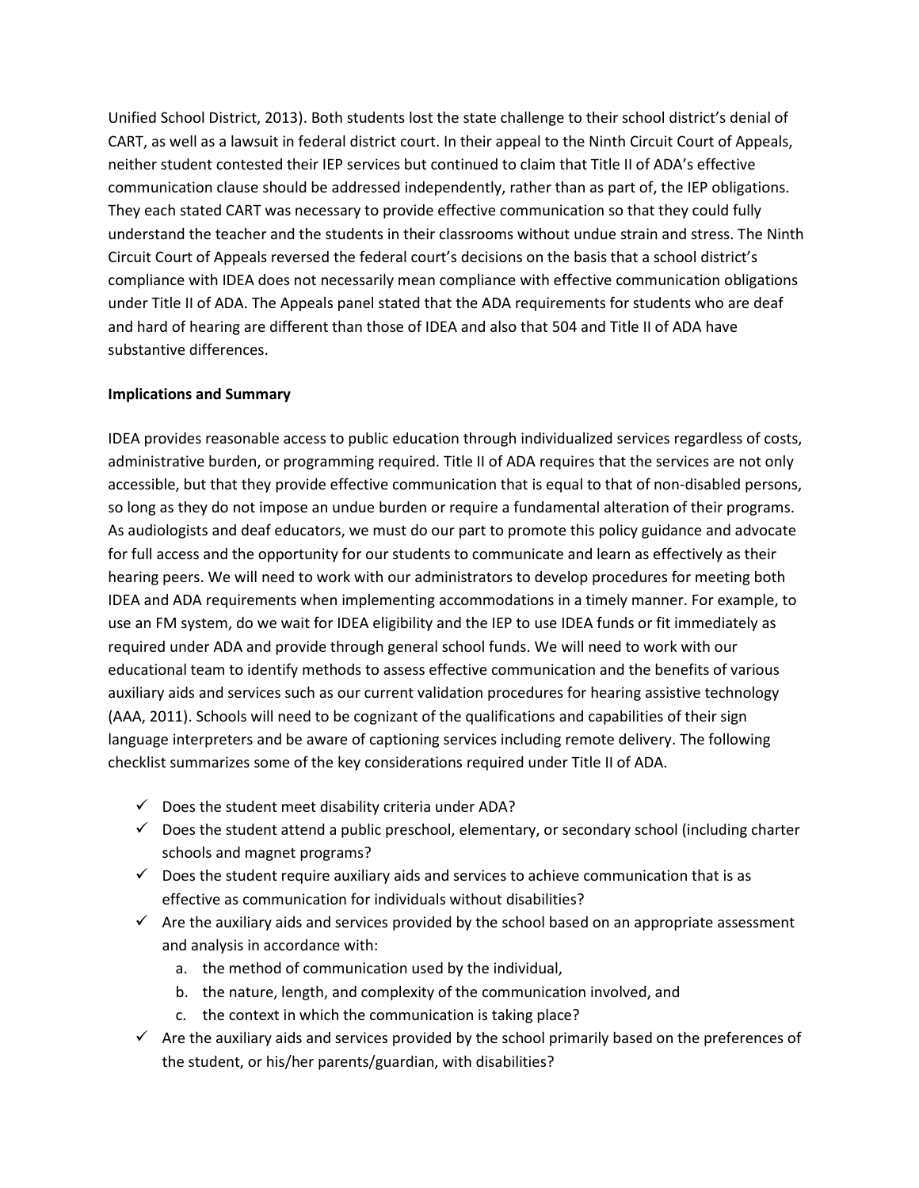Unified School District, 2013). Both students lost the state challenge to their school district's denial of CART, as well as a lawsuit in federal district court. In their appeal to the Ninth Circuit Court of Appeals, neither student contested their IEP services but continued to claim that Title II of ADA's effective communication clause should be addressed independently, rather than as part of, the IEP obligations. They each stated CART was necessary to provide effective communication so that they could fully understand the teacher and the students in their classrooms without undue strain and stress. The Ninth Circuit Court of Appeals reversed the federal court's decisions on the basis that a school district's compliance with IDEA does not necessarily mean compliance with effective communication obligations under Title II of ADA. The Appeals panel stated that the ADA requirements for students who are deaf and hard of hearing are different than those of IDEA and also that 504 and Title II of ADA have substantive differences.

**Implications and Summary**

IDEA provides reasonable access to public education through individualized services regardless of costs, administrative burden, or programming required. Title II of ADA requires that the services are not only accessible, but that they provide effective communication that is equal to that of non-disabled persons, so long as they do not impose an undue burden or require a fundamental alteration of their programs. As audiologists and deaf educators, we must do our part to promote this policy guidance and advocate for full access and the opportunity for our students to communicate and learn as effectively as their hearing peers. We will need to work with our administrators to develop procedures for meeting both IDEA and ADA requirements when implementing accommodations in a timely manner. For example, to use an FM system, do we wait for IDEA eligibility and the IEP to use IDEA funds or fit immediately as required under ADA and provide through general school funds. We will need to work with our educational team to identify methods to assess effective communication and the benefits of various auxiliary aids and services such as our current validation procedures for hearing assistive technology (AAA, 2011). Schools will need to be cognizant of the qualifications and capabilities of their sign language interpreters and be aware of captioning services including remote delivery. The following checklist summarizes some of the key considerations required under Title II of ADA.

- ✓ Does the student meet disability criteria under ADA?
- ✓ Does the student attend a public preschool, elementary, or secondary school (including charter schools and magnet programs?
- ✓ Does the student require auxiliary aids and services to achieve communication that is as effective as communication for individuals without disabilities?
- ✓ Are the auxiliary aids and services provided by the school based on an appropriate assessment and analysis in accordance with:
  a. the method of communication used by the individual,
  b. the nature, length, and complexity of the communication involved, and
  c. the context in which the communication is taking place?
- ✓ Are the auxiliary aids and services provided by the school primarily based on the preferences of the student, or his/her parents/guardian, with disabilities?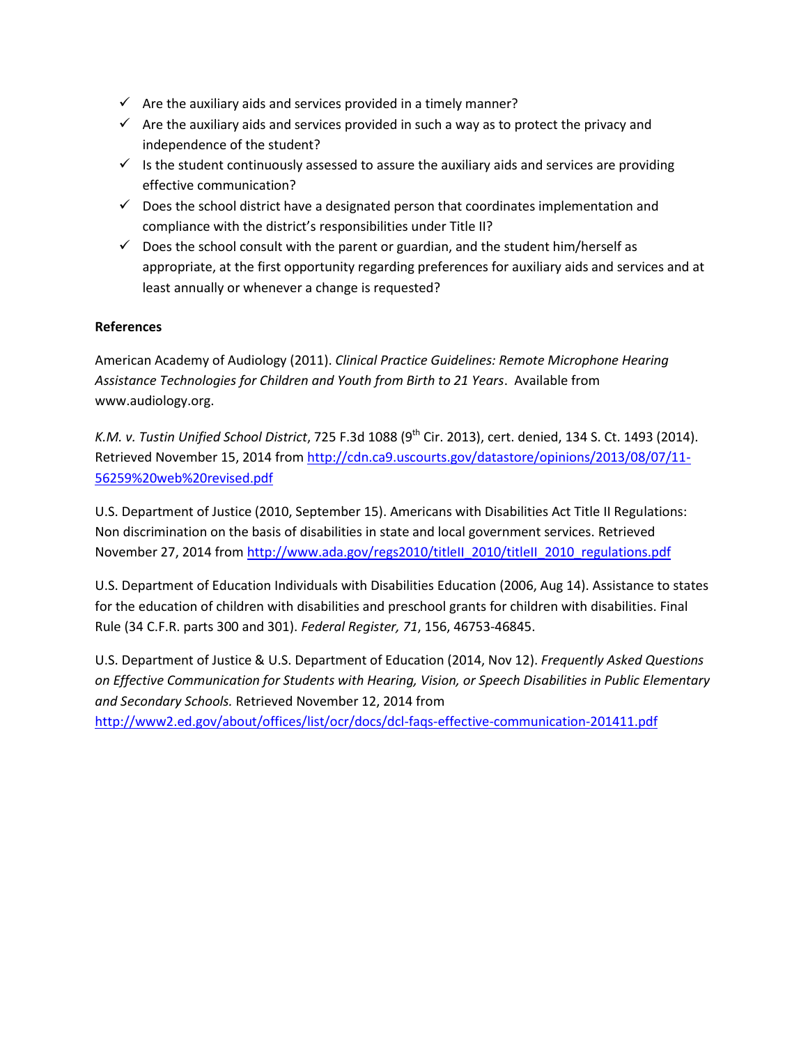- ✓ Are the auxiliary aids and services provided in a timely manner?
- ✓ Are the auxiliary aids and services provided in such a way as to protect the privacy and independence of the student?
- ✓ Is the student continuously assessed to assure the auxiliary aids and services are providing effective communication?
- ✓ Does the school district have a designated person that coordinates implementation and compliance with the district's responsibilities under Title II?
- ✓ Does the school consult with the parent or guardian, and the student him/herself as appropriate, at the first opportunity regarding preferences for auxiliary aids and services and at least annually or whenever a change is requested?

**References**

American Academy of Audiology (2011). *Clinical Practice Guidelines: Remote Microphone Hearing Assistance Technologies for Children and Youth from Birth to 21 Years*. Available from www.audiology.org.

*K.M. v. Tustin Unified School District*, 725 F.3d 1088 (9th Cir. 2013), cert. denied, 134 S. Ct. 1493 (2014). Retrieved November 15, 2014 from http://cdn.ca9.uscourts.gov/datastore/opinions/2013/08/07/11-56259%20web%20revised.pdf

U.S. Department of Justice (2010, September 15). Americans with Disabilities Act Title II Regulations: Non discrimination on the basis of disabilities in state and local government services. Retrieved November 27, 2014 from http://www.ada.gov/regs2010/titleII_2010/titleII_2010_regulations.pdf

U.S. Department of Education Individuals with Disabilities Education (2006, Aug 14). Assistance to states for the education of children with disabilities and preschool grants for children with disabilities. Final Rule (34 C.F.R. parts 300 and 301). *Federal Register, 71*, 156, 46753-46845.

U.S. Department of Justice & U.S. Department of Education (2014, Nov 12). *Frequently Asked Questions on Effective Communication for Students with Hearing, Vision, or Speech Disabilities in Public Elementary and Secondary Schools.* Retrieved November 12, 2014 from http://www2.ed.gov/about/offices/list/ocr/docs/dcl-faqs-effective-communication-201411.pdf